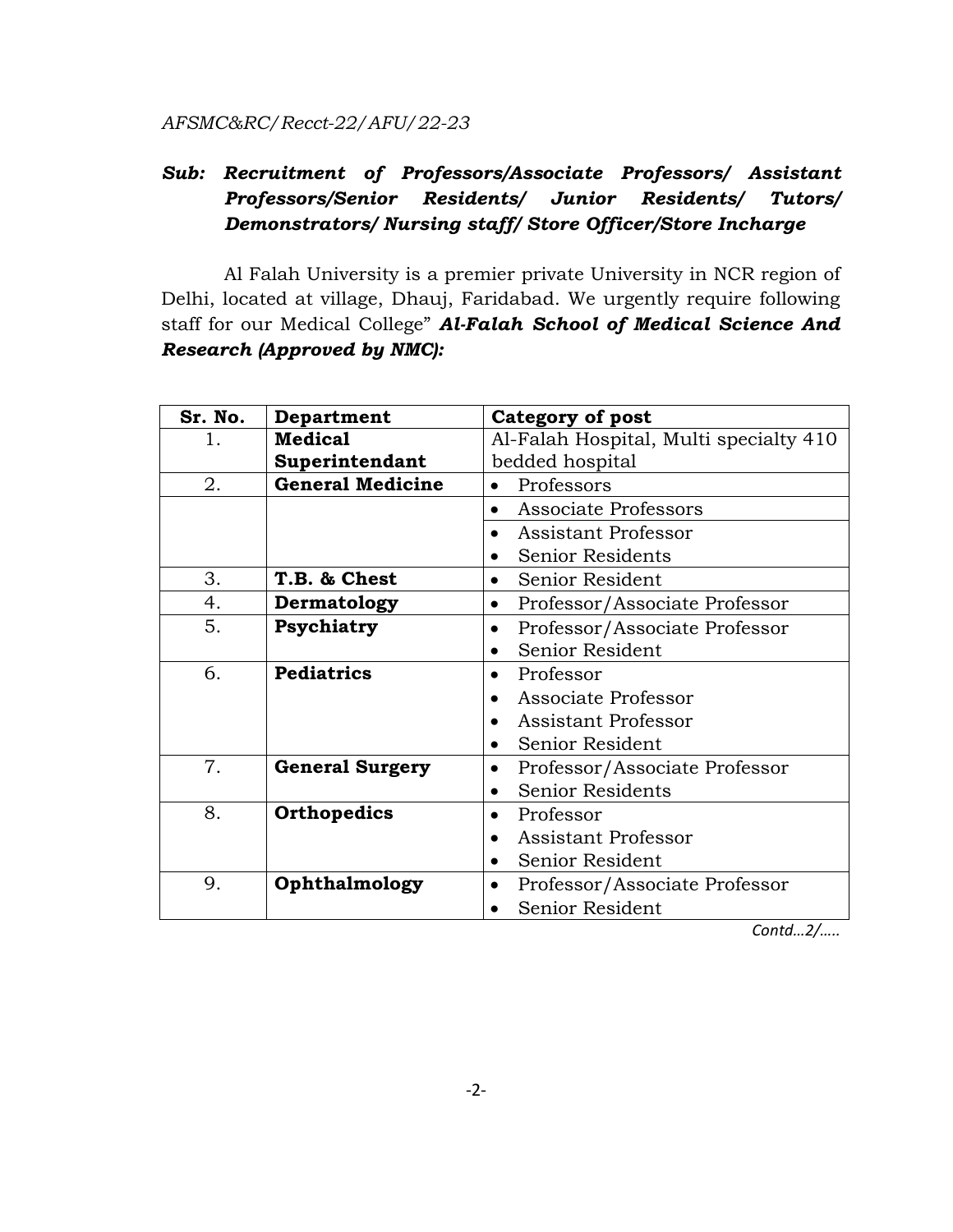*AFSMC&RC/Recct-22/AFU/22-23*

***Sub: Recruitment of Professors/Associate Professors/ Assistant Professors/Senior Residents/ Junior Residents/ Tutors/ Demonstrators/ Nursing staff/ Store Officer/Store Incharge***

Al Falah University is a premier private University in NCR region of Delhi, located at village, Dhauj, Faridabad. We urgently require following staff for our Medical College" ***Al-Falah School of Medical Science And Research (Approved by NMC):***

| Sr. No. | Department | Category of post |
|---|---|---|
| 1. | **Medical Superintendant** | Al-Falah Hospital, Multi specialty 410 bedded hospital |
| 2. | **General Medicine** | • Professors |
| | | • Associate Professors |
| | | • Assistant Professor<br>• Senior Residents |
| 3. | **T.B. & Chest** | • Senior Resident |
| 4. | **Dermatology** | • Professor/Associate Professor |
| 5. | **Psychiatry** | • Professor/Associate Professor<br>• Senior Resident |
| 6. | **Pediatrics** | • Professor<br>• Associate Professor<br>• Assistant Professor<br>• Senior Resident |
| 7. | **General Surgery** | • Professor/Associate Professor<br>• Senior Residents |
| 8. | **Orthopedics** | • Professor<br>• Assistant Professor<br>• Senior Resident |
| 9. | **Ophthalmology** | • Professor/Associate Professor<br>• Senior Resident |

*Contd…2/…..*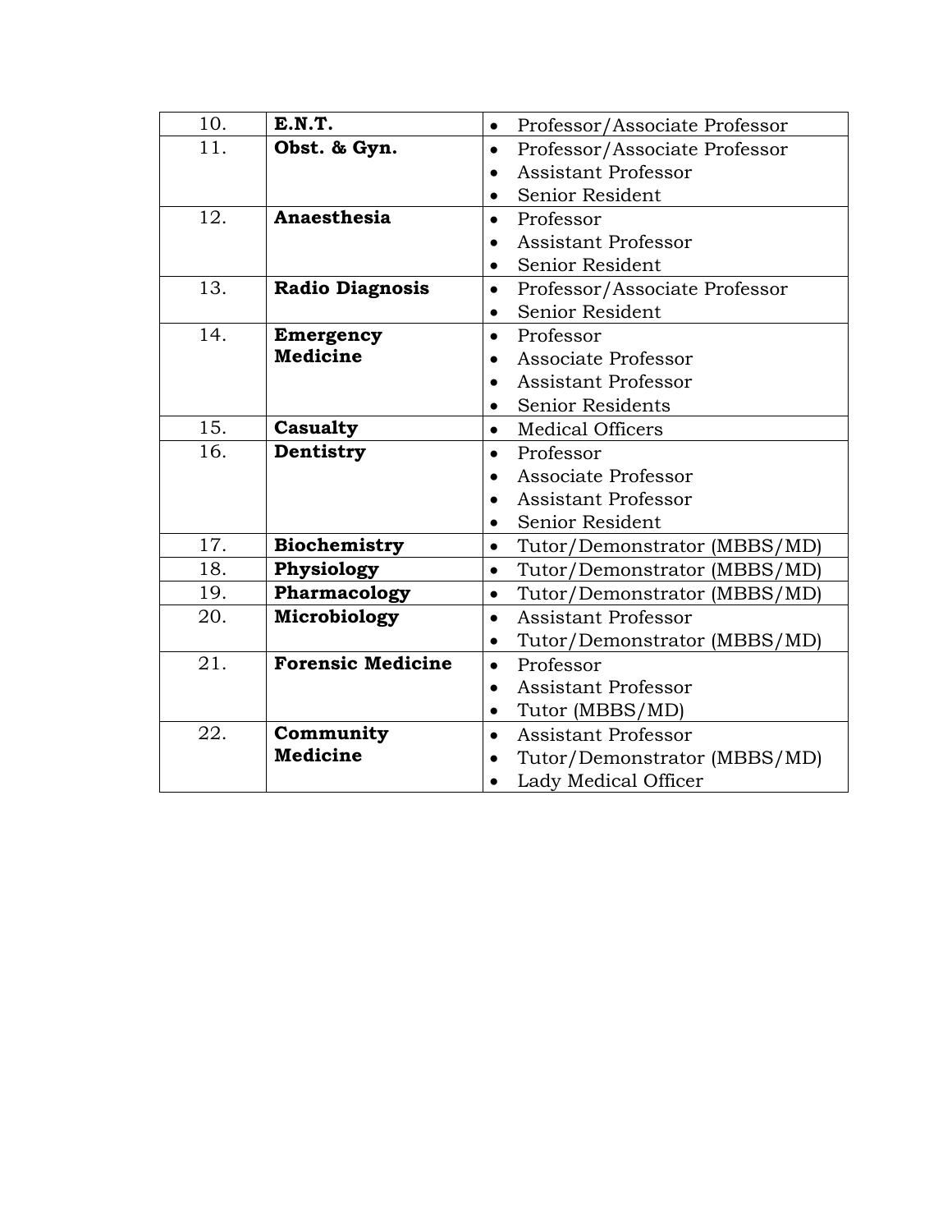| | | |
|---|---|---|
| 10. | **E.N.T.** | • Professor/Associate Professor |
| 11. | **Obst. & Gyn.** | • Professor/Associate Professor<br>• Assistant Professor<br>• Senior Resident |
| 12. | **Anaesthesia** | • Professor<br>• Assistant Professor<br>• Senior Resident |
| 13. | **Radio Diagnosis** | • Professor/Associate Professor<br>• Senior Resident |
| 14. | **Emergency Medicine** | • Professor<br>• Associate Professor<br>• Assistant Professor<br>• Senior Residents |
| 15. | **Casualty** | • Medical Officers |
| 16. | **Dentistry** | • Professor<br>• Associate Professor<br>• Assistant Professor<br>• Senior Resident |
| 17. | **Biochemistry** | • Tutor/Demonstrator (MBBS/MD) |
| 18. | **Physiology** | • Tutor/Demonstrator (MBBS/MD) |
| 19. | **Pharmacology** | • Tutor/Demonstrator (MBBS/MD) |
| 20. | **Microbiology** | • Assistant Professor<br>• Tutor/Demonstrator (MBBS/MD) |
| 21. | **Forensic Medicine** | • Professor<br>• Assistant Professor<br>• Tutor (MBBS/MD) |
| 22. | **Community Medicine** | • Assistant Professor<br>• Tutor/Demonstrator (MBBS/MD)<br>• Lady Medical Officer |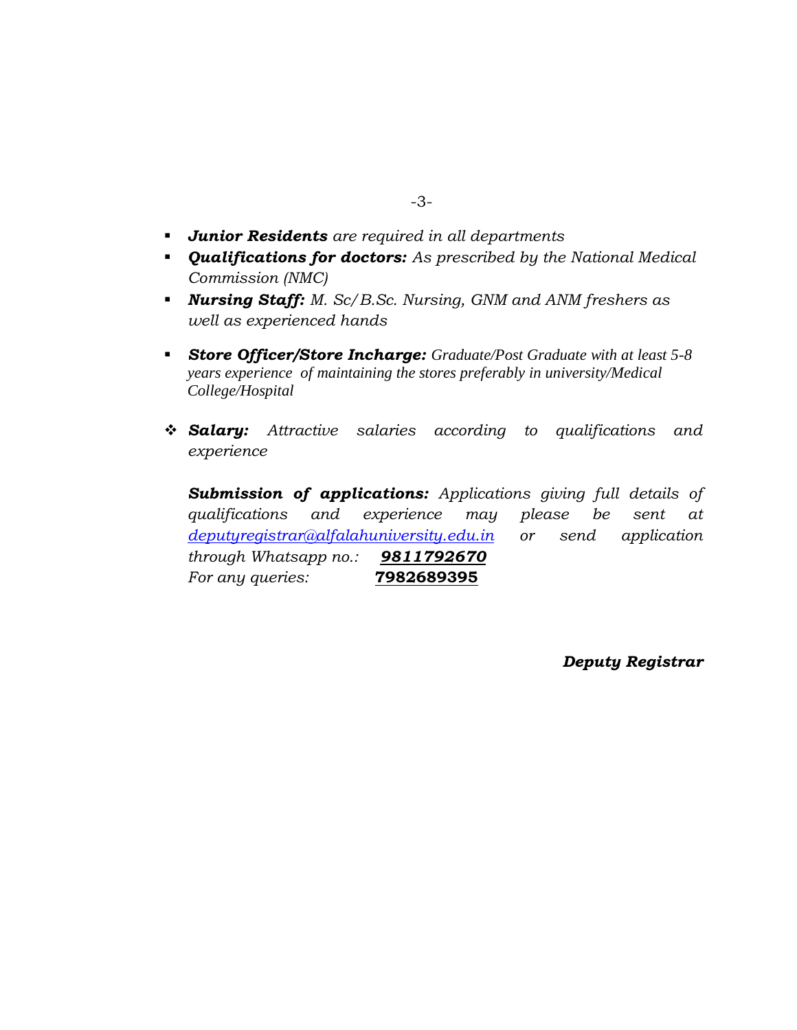- ***Junior Residents*** *are required in all departments*
- ***Qualifications for doctors:*** *As prescribed by the National Medical Commission (NMC)*
- ***Nursing Staff:*** *M. Sc/ B.Sc. Nursing, GNM and ANM freshers as well as experienced hands*
- ***Store Officer/Store Incharge:*** *Graduate/Post Graduate with at least 5-8 years experience of maintaining the stores preferably in university/Medical College/Hospital*

- ***Salary:*** *Attractive salaries according to qualifications and experience*

***Submission of applications:*** *Applications giving full details of qualifications and experience may please be sent at [deputyregistrar@alfalahuniversity.edu.in](mailto:deputyregistrar@alfalahuniversity.edu.in) or send application through Whatsapp no.:* ***9811792670***
*For any queries:* **7982689395**

***Deputy Registrar***